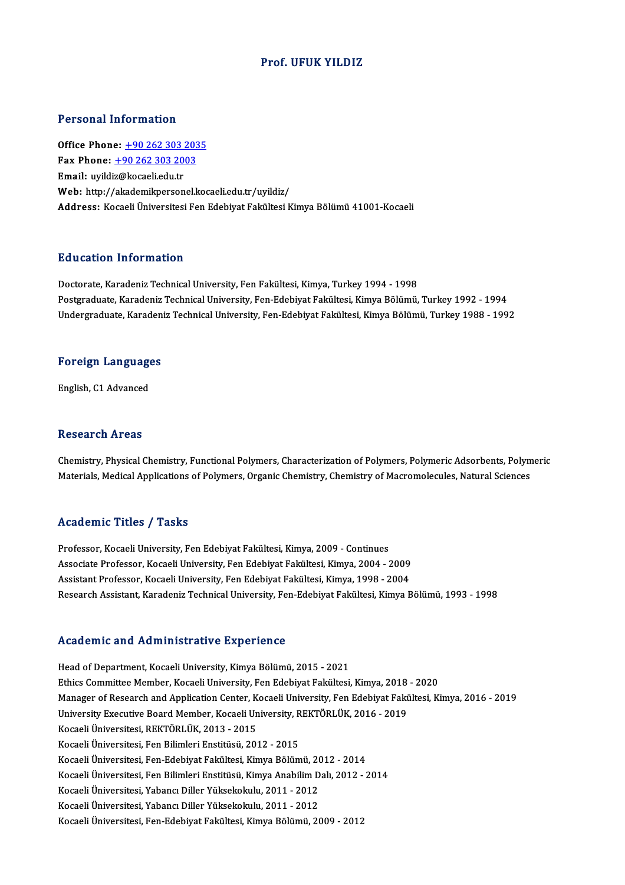# Prof. UFUK YILDIZ

## Personal Information

**Office Phone:** +90 262 303 2035
**Fax Phone:** +90 262 303 2003
**Email:** uyildiz@kocaeli.edu.tr
**Web:** http://akademikpersonel.kocaeli.edu.tr/uyildiz/
**Address:** Kocaeli Üniversitesi Fen Edebiyat Fakültesi Kimya Bölümü 41001-Kocaeli

## Education Information

Doctorate, Karadeniz Technical University, Fen Fakültesi, Kimya, Turkey 1994 - 1998
Postgraduate, Karadeniz Technical University, Fen-Edebiyat Fakültesi, Kimya Bölümü, Turkey 1992 - 1994
Undergraduate, Karadeniz Technical University, Fen-Edebiyat Fakültesi, Kimya Bölümü, Turkey 1988 - 1992

## Foreign Languages

English, C1 Advanced

## Research Areas

Chemistry, Physical Chemistry, Functional Polymers, Characterization of Polymers, Polymeric Adsorbents, Polymeric Materials, Medical Applications of Polymers, Organic Chemistry, Chemistry of Macromolecules, Natural Sciences

## Academic Titles / Tasks

Professor, Kocaeli University, Fen Edebiyat Fakültesi, Kimya, 2009 - Continues
Associate Professor, Kocaeli University, Fen Edebiyat Fakültesi, Kimya, 2004 - 2009
Assistant Professor, Kocaeli University, Fen Edebiyat Fakültesi, Kimya, 1998 - 2004
Research Assistant, Karadeniz Technical University, Fen-Edebiyat Fakültesi, Kimya Bölümü, 1993 - 1998

## Academic and Administrative Experience

Head of Department, Kocaeli University, Kimya Bölümü, 2015 - 2021
Ethics Committee Member, Kocaeli University, Fen Edebiyat Fakültesi, Kimya, 2018 - 2020
Manager of Research and Application Center, Kocaeli University, Fen Edebiyat Fakültesi, Kimya, 2016 - 2019
University Executive Board Member, Kocaeli University, REKTÖRLÜK, 2016 - 2019
Kocaeli Üniversitesi, REKTÖRLÜK, 2013 - 2015
Kocaeli Üniversitesi, Fen Bilimleri Enstitüsü, 2012 - 2015
Kocaeli Üniversitesi, Fen-Edebiyat Fakültesi, Kimya Bölümü, 2012 - 2014
Kocaeli Üniversitesi, Fen Bilimleri Enstitüsü, Kimya Anabilim Dalı, 2012 - 2014
Kocaeli Üniversitesi, Yabancı Diller Yüksekokulu, 2011 - 2012
Kocaeli Üniversitesi, Yabancı Diller Yüksekokulu, 2011 - 2012
Kocaeli Üniversitesi, Fen-Edebiyat Fakültesi, Kimya Bölümü, 2009 - 2012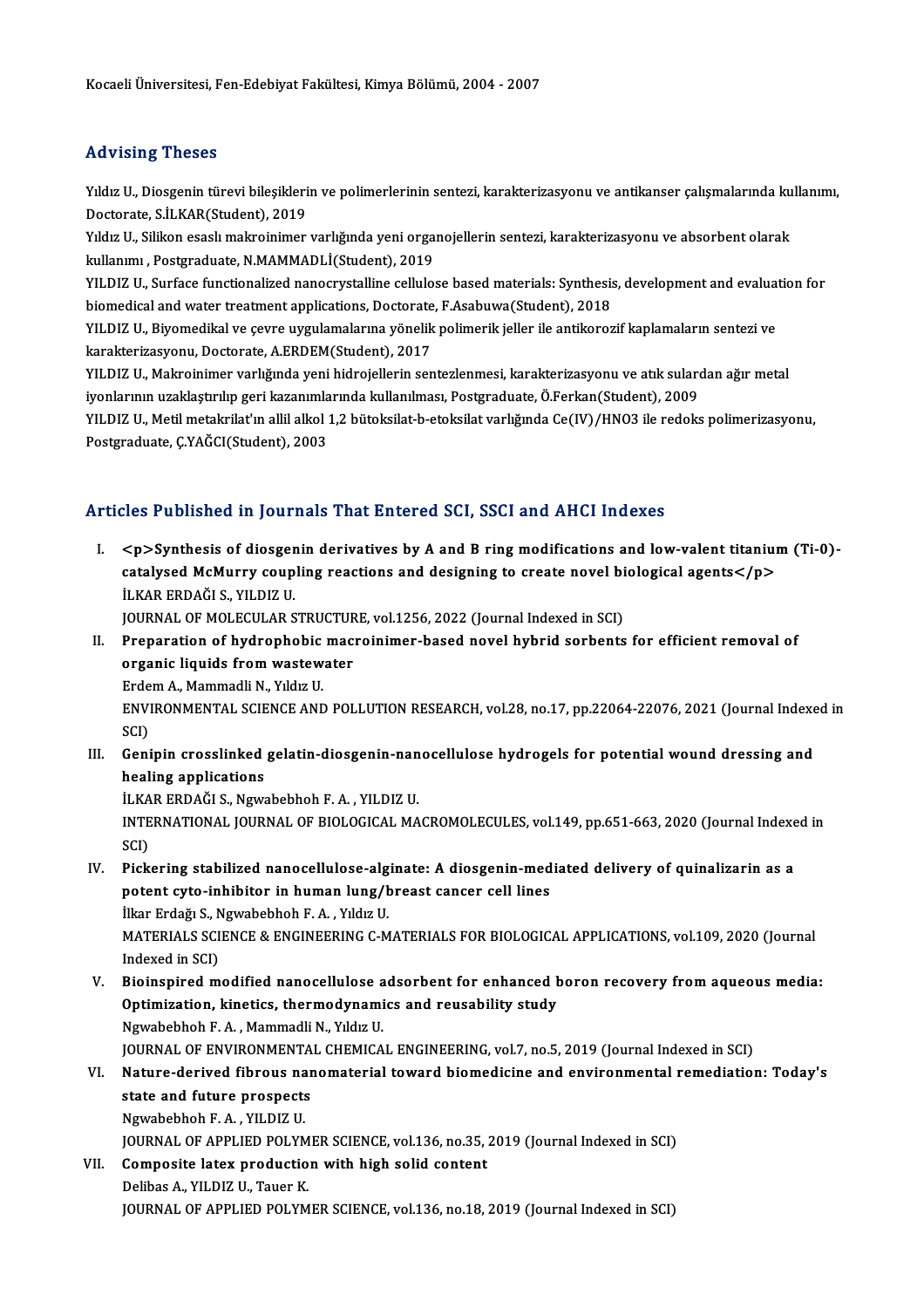Kocaeli Üniversitesi, Fen-Edebiyat Fakültesi, Kimya Bölümü, 2004 - 2007

## Advising Theses

Yıldız U., Diosgenin türevi bileşiklerin ve polimerlerinin sentezi, karakterizasyonu ve antikanser çalışmalarında kullanımı, Doctorate, S.İLKAR(Student), 2019

Yıldız U., Silikon esaslı makroinimer varlığında yeni organojellerin sentezi, karakterizasyonu ve absorbent olarak kullanımı , Postgraduate, N.MAMMADLİ(Student), 2019

YILDIZ U., Surface functionalized nanocrystalline cellulose based materials: Synthesis, development and evaluation for biomedical and water treatment applications, Doctorate, F.Asabuwa(Student), 2018

YILDIZ U., Biyomedikal ve çevre uygulamalarına yönelik polimerik jeller ile antikorozif kaplamaların sentezi ve karakterizasyonu, Doctorate, A.ERDEM(Student), 2017

YILDIZ U., Makroinimer varlığında yeni hidrojellerin sentezlenmesi, karakterizasyonu ve atık sulardan ağır metal iyonlarının uzaklaştırılıp geri kazanımlarında kullanılması, Postgraduate, Ö.Ferkan(Student), 2009

YILDIZ U., Metil metakrilat'ın allil alkol 1,2 bütoksilat-b-etoksilat varlığında Ce(IV)/HNO3 ile redoks polimerizasyonu, Postgraduate, Ç.YAĞCI(Student), 2003

## Articles Published in Journals That Entered SCI, SSCI and AHCI Indexes

I. **<p>Synthesis of diosgenin derivatives by A and B ring modifications and low-valent titanium (Ti-0)-catalysed McMurry coupling reactions and designing to create novel biological agents</p>**
İLKAR ERDAĞI S., YILDIZ U.
JOURNAL OF MOLECULAR STRUCTURE, vol.1256, 2022 (Journal Indexed in SCI)

II. **Preparation of hydrophobic macroinimer-based novel hybrid sorbents for efficient removal of organic liquids from wastewater**
Erdem A., Mammadli N., Yıldız U.
ENVIRONMENTAL SCIENCE AND POLLUTION RESEARCH, vol.28, no.17, pp.22064-22076, 2021 (Journal Indexed in SCI)

III. **Genipin crosslinked gelatin-diosgenin-nanocellulose hydrogels for potential wound dressing and healing applications**
İLKAR ERDAĞI S., Ngwabebhoh F. A. , YILDIZ U.
INTERNATIONAL JOURNAL OF BIOLOGICAL MACROMOLECULES, vol.149, pp.651-663, 2020 (Journal Indexed in SCI)

IV. **Pickering stabilized nanocellulose-alginate: A diosgenin-mediated delivery of quinalizarin as a potent cyto-inhibitor in human lung/breast cancer cell lines**
İlkar Erdağı S., Ngwabebhoh F. A. , Yıldız U.
MATERIALS SCIENCE & ENGINEERING C-MATERIALS FOR BIOLOGICAL APPLICATIONS, vol.109, 2020 (Journal Indexed in SCI)

V. **Bioinspired modified nanocellulose adsorbent for enhanced boron recovery from aqueous media: Optimization, kinetics, thermodynamics and reusability study**
Ngwabebhoh F. A. , Mammadli N., Yıldız U.
JOURNAL OF ENVIRONMENTAL CHEMICAL ENGINEERING, vol.7, no.5, 2019 (Journal Indexed in SCI)

VI. **Nature-derived fibrous nanomaterial toward biomedicine and environmental remediation: Today's state and future prospects**
Ngwabebhoh F. A. , YILDIZ U.
JOURNAL OF APPLIED POLYMER SCIENCE, vol.136, no.35, 2019 (Journal Indexed in SCI)

VII. **Composite latex production with high solid content**
Delibas A., YILDIZ U., Tauer K.
JOURNAL OF APPLIED POLYMER SCIENCE, vol.136, no.18, 2019 (Journal Indexed in SCI)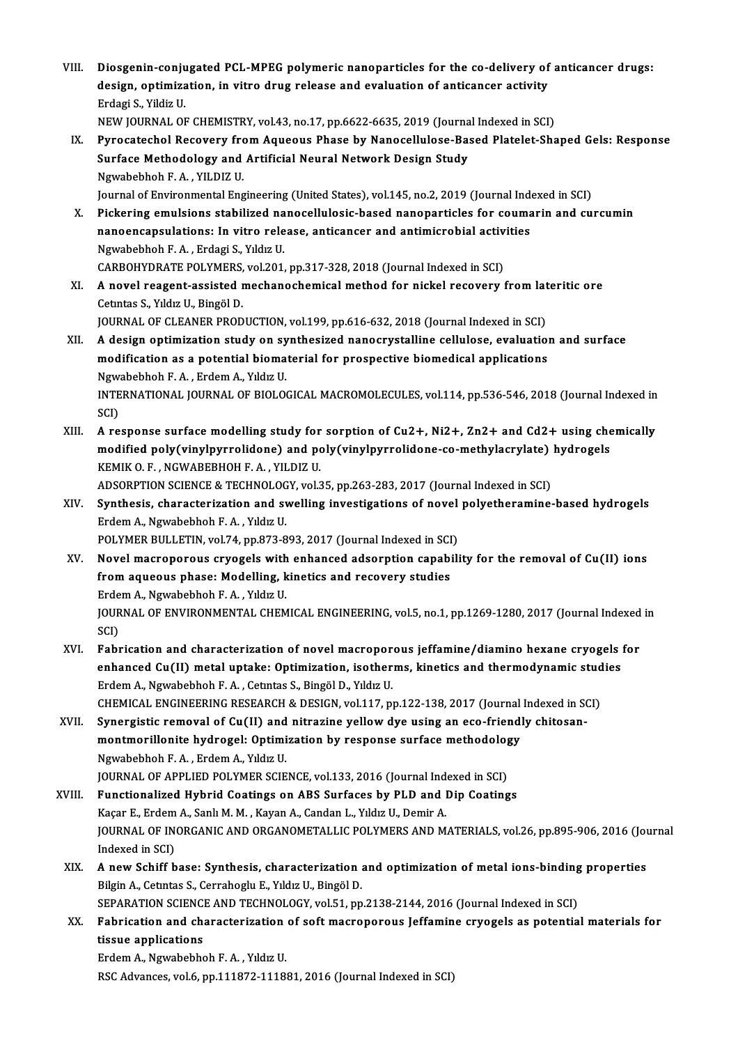VIII. **Diosgenin-conjugated PCL-MPEG polymeric nanoparticles for the co-delivery of anticancer drugs: design, optimization, in vitro drug release and evaluation of anticancer activity**
Erdagi S., Yildiz U.
NEW JOURNAL OF CHEMISTRY, vol.43, no.17, pp.6622-6635, 2019 (Journal Indexed in SCI)

IX. **Pyrocatechol Recovery from Aqueous Phase by Nanocellulose-Based Platelet-Shaped Gels: Response Surface Methodology and Artificial Neural Network Design Study**
Ngwabebhoh F. A. , YILDIZ U.
Journal of Environmental Engineering (United States), vol.145, no.2, 2019 (Journal Indexed in SCI)

X. **Pickering emulsions stabilized nanocellulosic-based nanoparticles for coumarin and curcumin nanoencapsulations: In vitro release, anticancer and antimicrobial activities**
Ngwabebhoh F. A. , Erdagi S., Yıldız U.
CARBOHYDRATE POLYMERS, vol.201, pp.317-328, 2018 (Journal Indexed in SCI)

XI. **A novel reagent-assisted mechanochemical method for nickel recovery from lateritic ore**
Cetıntas S., Yıldız U., Bingöl D.
JOURNAL OF CLEANER PRODUCTION, vol.199, pp.616-632, 2018 (Journal Indexed in SCI)

XII. **A design optimization study on synthesized nanocrystalline cellulose, evaluation and surface modification as a potential biomaterial for prospective biomedical applications**
Ngwabebhoh F. A. , Erdem A., Yıldız U.
INTERNATIONAL JOURNAL OF BIOLOGICAL MACROMOLECULES, vol.114, pp.536-546, 2018 (Journal Indexed in SCI)

XIII. **A response surface modelling study for sorption of $Cu^{2+}$, $Ni^{2+}$, $Zn^{2+}$ and $Cd^{2+}$ using chemically modified poly(vinylpyrrolidone) and poly(vinylpyrrolidone-co-methylacrylate) hydrogels**
KEMIK O. F. , NGWABEBHOH F. A. , YILDIZ U.
ADSORPTION SCIENCE & TECHNOLOGY, vol.35, pp.263-283, 2017 (Journal Indexed in SCI)

XIV. **Synthesis, characterization and swelling investigations of novel polyetheramine-based hydrogels**
Erdem A., Ngwabebhoh F. A. , Yıldız U.
POLYMER BULLETIN, vol.74, pp.873-893, 2017 (Journal Indexed in SCI)

XV. **Novel macroporous cryogels with enhanced adsorption capability for the removal of Cu(II) ions from aqueous phase: Modelling, kinetics and recovery studies**
Erdem A., Ngwabebhoh F. A. , Yıldız U.
JOURNAL OF ENVIRONMENTAL CHEMICAL ENGINEERING, vol.5, no.1, pp.1269-1280, 2017 (Journal Indexed in SCI)

XVI. **Fabrication and characterization of novel macroporous jeffamine/diamino hexane cryogels for enhanced Cu(II) metal uptake: Optimization, isotherms, kinetics and thermodynamic studies**
Erdem A., Ngwabebhoh F. A. , Cetıntas S., Bingöl D., Yıldız U.
CHEMICAL ENGINEERING RESEARCH & DESIGN, vol.117, pp.122-138, 2017 (Journal Indexed in SCI)

XVII. **Synergistic removal of Cu(II) and nitrazine yellow dye using an eco-friendly chitosan-montmorillonite hydrogel: Optimization by response surface methodology**
Ngwabebhoh F. A. , Erdem A., Yıldız U.
JOURNAL OF APPLIED POLYMER SCIENCE, vol.133, 2016 (Journal Indexed in SCI)

XVIII. **Functionalized Hybrid Coatings on ABS Surfaces by PLD and Dip Coatings**
Kaçar E., Erdem A., Sanlı M. M. , Kayan A., Candan L., Yıldız U., Demir A.
JOURNAL OF INORGANIC AND ORGANOMETALLIC POLYMERS AND MATERIALS, vol.26, pp.895-906, 2016 (Journal Indexed in SCI)

XIX. **A new Schiff base: Synthesis, characterization and optimization of metal ions-binding properties**
Bilgin A., Cetıntas S., Cerrahoglu E., Yıldız U., Bingöl D.
SEPARATION SCIENCE AND TECHNOLOGY, vol.51, pp.2138-2144, 2016 (Journal Indexed in SCI)

XX. **Fabrication and characterization of soft macroporous Jeffamine cryogels as potential materials for tissue applications**
Erdem A., Ngwabebhoh F. A. , Yıldız U.
RSC Advances, vol.6, pp.111872-111881, 2016 (Journal Indexed in SCI)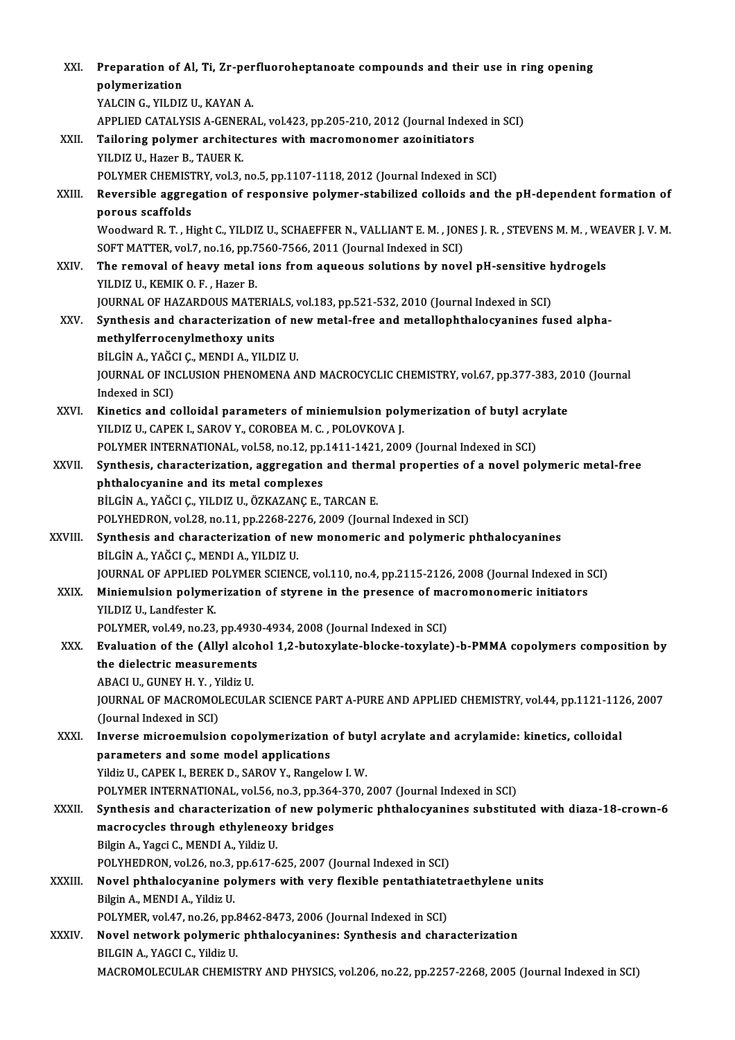XXI. **Preparation of Al, Ti, Zr-perfluoroheptanoate compounds and their use in ring opening polymerization**
YALCIN G., YILDIZ U., KAYAN A.
APPLIED CATALYSIS A-GENERAL, vol.423, pp.205-210, 2012 (Journal Indexed in SCI)

XXII. **Tailoring polymer architectures with macromonomer azoinitiators**
YILDIZ U., Hazer B., TAUER K.
POLYMER CHEMISTRY, vol.3, no.5, pp.1107-1118, 2012 (Journal Indexed in SCI)

XXIII. **Reversible aggregation of responsive polymer-stabilized colloids and the pH-dependent formation of porous scaffolds**
Woodward R. T. , Hight C., YILDIZ U., SCHAEFFER N., VALLIANT E. M. , JONES J. R. , STEVENS M. M. , WEAVER J. V. M.
SOFT MATTER, vol.7, no.16, pp.7560-7566, 2011 (Journal Indexed in SCI)

XXIV. **The removal of heavy metal ions from aqueous solutions by novel pH-sensitive hydrogels**
YILDIZ U., KEMIK O. F. , Hazer B.
JOURNAL OF HAZARDOUS MATERIALS, vol.183, pp.521-532, 2010 (Journal Indexed in SCI)

XXV. **Synthesis and characterization of new metal-free and metallophthalocyanines fused alpha-methylferrocenylmethoxy units**
BİLGİN A., YAĞCI Ç., MENDI A., YILDIZ U.
JOURNAL OF INCLUSION PHENOMENA AND MACROCYCLIC CHEMISTRY, vol.67, pp.377-383, 2010 (Journal Indexed in SCI)

XXVI. **Kinetics and colloidal parameters of miniemulsion polymerization of butyl acrylate**
YILDIZ U., CAPEK I., SAROV Y., COROBEA M. C. , POLOVKOVA J.
POLYMER INTERNATIONAL, vol.58, no.12, pp.1411-1421, 2009 (Journal Indexed in SCI)

XXVII. **Synthesis, characterization, aggregation and thermal properties of a novel polymeric metal-free phthalocyanine and its metal complexes**
BİLGİN A., YAĞCI Ç., YILDIZ U., ÖZKAZANÇ E., TARCAN E.
POLYHEDRON, vol.28, no.11, pp.2268-2276, 2009 (Journal Indexed in SCI)

XXVIII. **Synthesis and characterization of new monomeric and polymeric phthalocyanines**
BİLGİN A., YAĞCI Ç., MENDI A., YILDIZ U.
JOURNAL OF APPLIED POLYMER SCIENCE, vol.110, no.4, pp.2115-2126, 2008 (Journal Indexed in SCI)

XXIX. **Miniemulsion polymerization of styrene in the presence of macromonomeric initiators**
YILDIZ U., Landfester K.
POLYMER, vol.49, no.23, pp.4930-4934, 2008 (Journal Indexed in SCI)

XXX. **Evaluation of the (Allyl alcohol 1,2-butoxylate-blocke-toxylate)-b-PMMA copolymers composition by the dielectric measurements**
ABACI U., GUNEY H. Y. , Yildiz U.
JOURNAL OF MACROMOLECULAR SCIENCE PART A-PURE AND APPLIED CHEMISTRY, vol.44, pp.1121-1126, 2007 (Journal Indexed in SCI)

XXXI. **Inverse microemulsion copolymerization of butyl acrylate and acrylamide: kinetics, colloidal parameters and some model applications**
Yildiz U., CAPEK I., BEREK D., SAROV Y., Rangelow I. W.
POLYMER INTERNATIONAL, vol.56, no.3, pp.364-370, 2007 (Journal Indexed in SCI)

XXXII. **Synthesis and characterization of new polymeric phthalocyanines substituted with diaza-18-crown-6 macrocycles through ethyleneoxy bridges**
Bilgin A., Yagci C., MENDI A., Yildiz U.
POLYHEDRON, vol.26, no.3, pp.617-625, 2007 (Journal Indexed in SCI)

XXXIII. **Novel phthalocyanine polymers with very flexible pentathiatetraethylene units**
Bilgin A., MENDI A., Yildiz U.
POLYMER, vol.47, no.26, pp.8462-8473, 2006 (Journal Indexed in SCI)

XXXIV. **Novel network polymeric phthalocyanines: Synthesis and characterization**
BILGIN A., YAGCI C., Yildiz U.
MACROMOLECULAR CHEMISTRY AND PHYSICS, vol.206, no.22, pp.2257-2268, 2005 (Journal Indexed in SCI)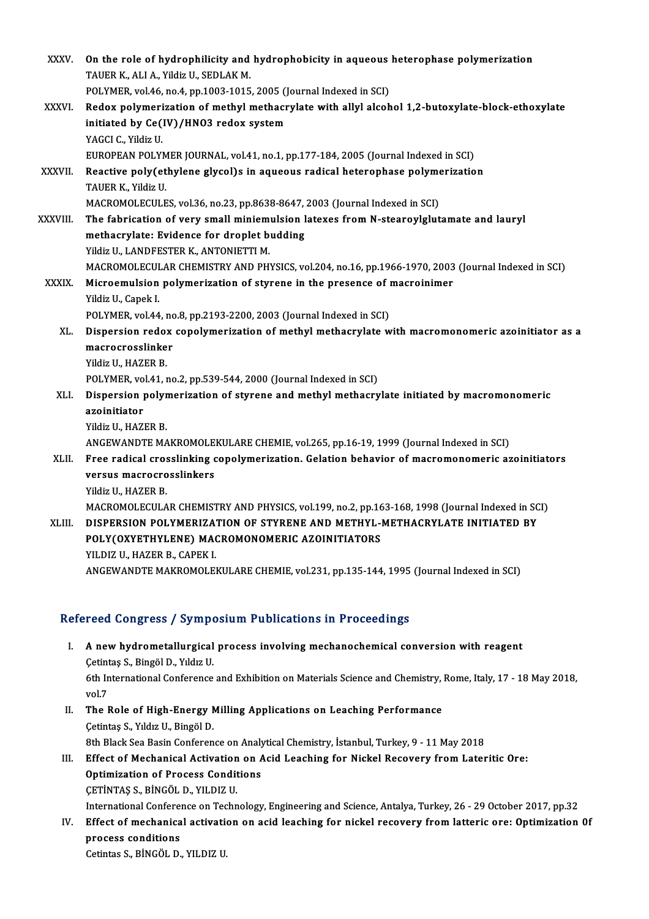XXXV. **On the role of hydrophilicity and hydrophobicity in aqueous heterophase polymerization**
TAUER K., ALI A., Yildiz U., SEDLAK M.
POLYMER, vol.46, no.4, pp.1003-1015, 2005 (Journal Indexed in SCI)

XXXVI. **Redox polymerization of methyl methacrylate with allyl alcohol 1,2-butoxylate-block-ethoxylate initiated by Ce(IV)/HNO3 redox system**
YAGCI C., Yildiz U.
EUROPEAN POLYMER JOURNAL, vol.41, no.1, pp.177-184, 2005 (Journal Indexed in SCI)

XXXVII. **Reactive poly(ethylene glycol)s in aqueous radical heterophase polymerization**
TAUER K., Yildiz U.
MACROMOLECULES, vol.36, no.23, pp.8638-8647, 2003 (Journal Indexed in SCI)

XXXVIII. **The fabrication of very small miniemulsion latexes from N-stearoylglutamate and lauryl methacrylate: Evidence for droplet budding**
Yildiz U., LANDFESTER K., ANTONIETTI M.
MACROMOLECULAR CHEMISTRY AND PHYSICS, vol.204, no.16, pp.1966-1970, 2003 (Journal Indexed in SCI)

XXXIX. **Microemulsion polymerization of styrene in the presence of macroinimer**
Yildiz U., Capek I.
POLYMER, vol.44, no.8, pp.2193-2200, 2003 (Journal Indexed in SCI)

XL. **Dispersion redox copolymerization of methyl methacrylate with macromonomeric azoinitiator as a macrocrosslinker**
Yildiz U., HAZER B.
POLYMER, vol.41, no.2, pp.539-544, 2000 (Journal Indexed in SCI)

XLI. **Dispersion polymerization of styrene and methyl methacrylate initiated by macromonomeric azoinitiator**
Yildiz U., HAZER B.
ANGEWANDTE MAKROMOLEKULARE CHEMIE, vol.265, pp.16-19, 1999 (Journal Indexed in SCI)

XLII. **Free radical crosslinking copolymerization. Gelation behavior of macromonomeric azoinitiators versus macrocrosslinkers**
Yildiz U., HAZER B.
MACROMOLECULAR CHEMISTRY AND PHYSICS, vol.199, no.2, pp.163-168, 1998 (Journal Indexed in SCI)

XLIII. **DISPERSION POLYMERIZATION OF STYRENE AND METHYL-METHACRYLATE INITIATED BY POLY(OXYETHYLENE) MACROMONOMERIC AZOINITIATORS**
YILDIZ U., HAZER B., CAPEK I.
ANGEWANDTE MAKROMOLEKULARE CHEMIE, vol.231, pp.135-144, 1995 (Journal Indexed in SCI)

## Refereed Congress / Symposium Publications in Proceedings

I. **A new hydrometallurgical process involving mechanochemical conversion with reagent**
Çetintaş S., Bingöl D., Yıldız U.
6th International Conference and Exhibition on Materials Science and Chemistry, Rome, Italy, 17 - 18 May 2018, vol.7

II. **The Role of High-Energy Milling Applications on Leaching Performance**
Çetintaş S., Yıldız U., Bingöl D.
8th Black Sea Basin Conference on Analytical Chemistry, İstanbul, Turkey, 9 - 11 May 2018

III. **Effect of Mechanical Activation on Acid Leaching for Nickel Recovery from Lateritic Ore: Optimization of Process Conditions**
ÇETİNTAŞ S., BİNGÖL D., YILDIZ U.
International Conference on Technology, Engineering and Science, Antalya, Turkey, 26 - 29 October 2017, pp.32

IV. **Effect of mechanical activation on acid leaching for nickel recovery from latteric ore: Optimization 0f process conditions**
Cetintas S., BİNGÖL D., YILDIZ U.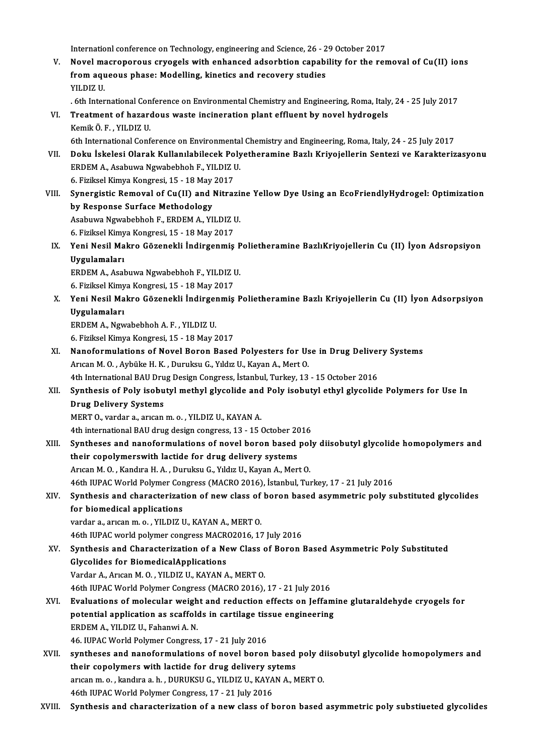Internationl conference on Technology, engineering and Science, 26 - 29 October 2017

V. **Novel macroporous cryogels with enhanced adsorbtion capability for the removal of Cu(II) ions from aqueous phase: Modelling, kinetics and recovery studies**
YILDIZ U.
. 6th International Conference on Environmental Chemistry and Engineering, Roma, Italy, 24 - 25 July 2017

VI. **Treatment of hazardous waste incineration plant effluent by novel hydrogels**
Kemik Ö. F. , YILDIZ U.
6th International Conference on Environmental Chemistry and Engineering, Roma, Italy, 24 - 25 July 2017

VII. **Doku İskelesi Olarak Kullanılabilecek Polyetheramine Bazlı Kriyojellerin Sentezi ve Karakterizasyonu**
ERDEM A., Asabuwa Ngwabebhoh F., YILDIZ U.
6. Fiziksel Kimya Kongresi, 15 - 18 May 2017

VIII. **Synergistic Removal of Cu(II) and Nitrazine Yellow Dye Using an EcoFriendlyHydrogel: Optimization by Response Surface Methodology**
Asabuwa Ngwabebhoh F., ERDEM A., YILDIZ U.
6. Fiziksel Kimya Kongresi, 15 - 18 May 2017

IX. **Yeni Nesil Makro Gözenekli İndirgenmiş Polietheramine BazlıKriyojellerin Cu (II) İyon Adsropsiyon Uygulamaları**
ERDEM A., Asabuwa Ngwabebhoh F., YILDIZ U.
6. Fiziksel Kimya Kongresi, 15 - 18 May 2017

X. **Yeni Nesil Makro Gözenekli İndirgenmiş Polietheramine Bazlı Kriyojellerin Cu (II) İyon Adsorpsiyon Uygulamaları**
ERDEM A., Ngwabebhoh A. F. , YILDIZ U.
6. Fiziksel Kimya Kongresi, 15 - 18 May 2017

XI. **Nanoformulations of Novel Boron Based Polyesters for Use in Drug Delivery Systems**
Arıcan M. O. , Aybüke H. K. , Duruksu G., Yıldız U., Kayan A., Mert O.
4th International BAU Drug Design Congress, İstanbul, Turkey, 13 - 15 October 2016

XII. **Synthesis of Poly isobutyl methyl glycolide and Poly isobutyl ethyl glycolide Polymers for Use In Drug Delivery Systems**
MERT O., vardar a., arıcan m. o. , YILDIZ U., KAYAN A.
4th international BAU drug design congress, 13 - 15 October 2016

XIII. **Syntheses and nanoformulations of novel boron based poly diisobutyl glycolide homopolymers and their copolymerswith lactide for drug delivery systems**
Arıcan M. O. , Kandıra H. A. , Duruksu G., Yıldız U., Kayan A., Mert O.
46th IUPAC World Polymer Congress (MACRO 2016), İstanbul, Turkey, 17 - 21 July 2016

XIV. **Synthesis and characterization of new class of boron based asymmetric poly substituted glycolides for biomedical applications**
vardar a., arıcan m. o. , YILDIZ U., KAYAN A., MERT O.
46th IUPAC world polymer congress MACRO2016, 17 July 2016

XV. **Synthesis and Characterization of a New Class of Boron Based Asymmetric Poly Substituted Glycolides for BiomedicalApplications**
Vardar A., Arıcan M. O. , YILDIZ U., KAYAN A., MERT O.
46th IUPAC World Polymer Congress (MACRO 2016), 17 - 21 July 2016

XVI. **Evaluations of molecular weight and reduction effects on Jeffamine glutaraldehyde cryogels for potential application as scaffolds in cartilage tissue engineering**
ERDEM A., YILDIZ U., Fahanwi A. N.
46. IUPAC World Polymer Congress, 17 - 21 July 2016

XVII. **syntheses and nanoformulations of novel boron based poly diisobutyl glycolide homopolymers and their copolymers with lactide for drug delivery sytems**
arıcan m. o. , kandıra a. h. , DURUKSU G., YILDIZ U., KAYAN A., MERT O.
46th IUPAC World Polymer Congress, 17 - 21 July 2016

XVIII. **Synthesis and characterization of a new class of boron based asymmetric poly substiueted glycolides**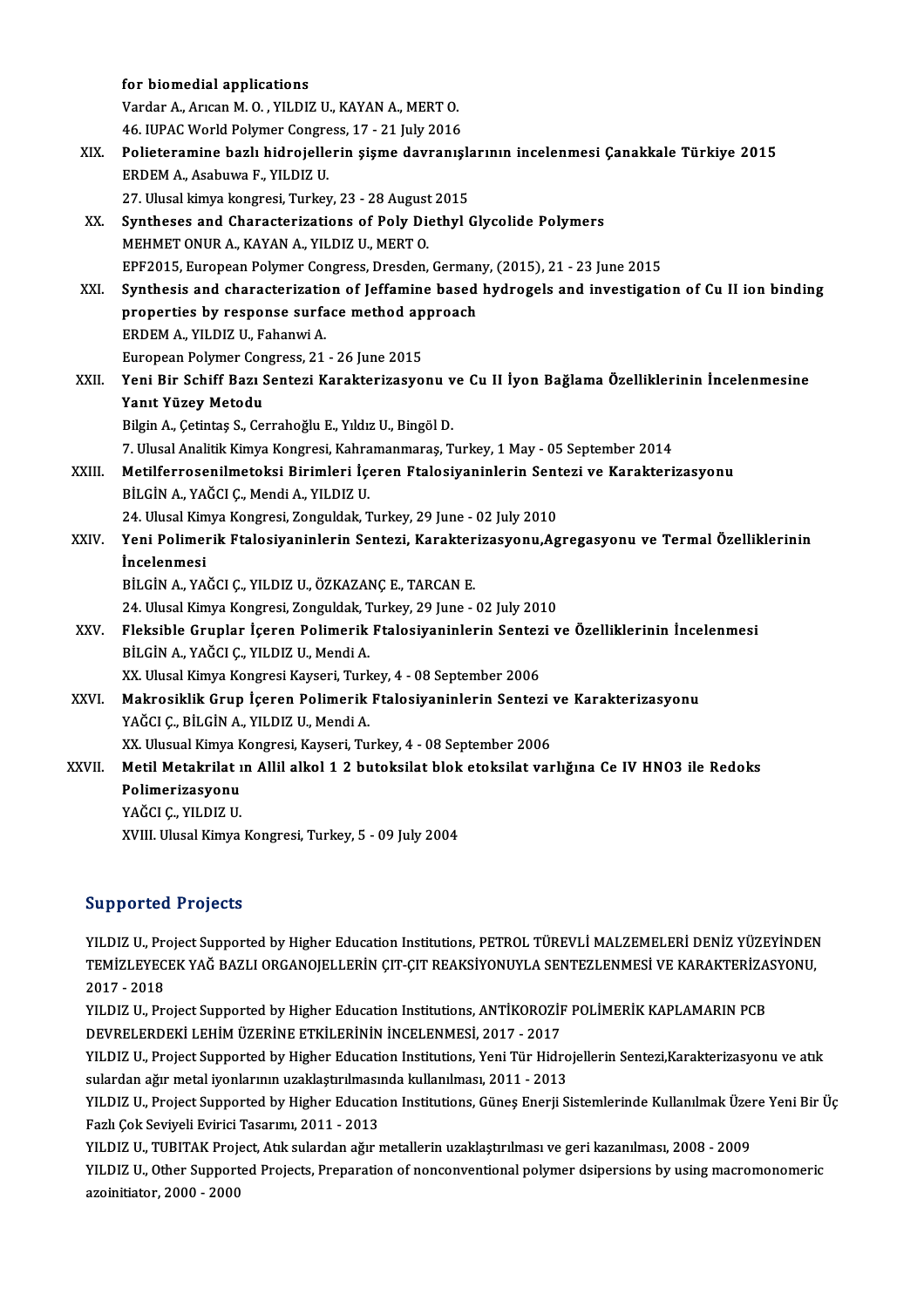for biomedial applications
Vardar A., Arıcan M. O. , YILDIZ U., KAYAN A., MERT O.
46. IUPAC World Polymer Congress, 17 - 21 July 2016

XIX. **Polieteramine bazlı hidrojellerin şişme davranışlarının incelenmesi Çanakkale Türkiye 2015**
ERDEM A., Asabuwa F., YILDIZ U.
27. Ulusal kimya kongresi, Turkey, 23 - 28 August 2015

XX. **Syntheses and Characterizations of Poly Diethyl Glycolide Polymers**
MEHMET ONUR A., KAYAN A., YILDIZ U., MERT O.
EPF2015, European Polymer Congress, Dresden, Germany, (2015), 21 - 23 June 2015

XXI. **Synthesis and characterization of Jeffamine based hydrogels and investigation of Cu II ion binding properties by response surface method approach**
ERDEM A., YILDIZ U., Fahanwi A.
European Polymer Congress, 21 - 26 June 2015

XXII. **Yeni Bir Schiff Bazı Sentezi Karakterizasyonu ve Cu II İyon Bağlama Özelliklerinin İncelenmesine Yanıt Yüzey Metodu**
Bilgin A., Çetintaş S., Cerrahoğlu E., Yıldız U., Bingöl D.
7. Ulusal Analitik Kimya Kongresi, Kahramanmaraş, Turkey, 1 May - 05 September 2014

XXIII. **Metilferrosenilmetoksi Birimleri İçeren Ftalosiyaninlerin Sentezi ve Karakterizasyonu**
BİLGİN A., YAĞCI Ç., Mendi A., YILDIZ U.
24. Ulusal Kimya Kongresi, Zonguldak, Turkey, 29 June - 02 July 2010

XXIV. **Yeni Polimerik Ftalosiyaninlerin Sentezi, Karakterizasyonu,Agregasyonu ve Termal Özelliklerinin İncelenmesi**
BİLGİN A., YAĞCI Ç., YILDIZ U., ÖZKAZANÇ E., TARCAN E.
24. Ulusal Kimya Kongresi, Zonguldak, Turkey, 29 June - 02 July 2010

XXV. **Fleksible Gruplar İçeren Polimerik Ftalosiyaninlerin Sentezi ve Özelliklerinin İncelenmesi**
BİLGİN A., YAĞCI Ç., YILDIZ U., Mendi A.
XX. Ulusal Kimya Kongresi Kayseri, Turkey, 4 - 08 September 2006

XXVI. **Makrosiklik Grup İçeren Polimerik Ftalosiyaninlerin Sentezi ve Karakterizasyonu**
YAĞCI Ç., BİLGİN A., YILDIZ U., Mendi A.
XX. Ulusual Kimya Kongresi, Kayseri, Turkey, 4 - 08 September 2006

XXVII. **Metil Metakrilat ın Allil alkol 1 2 butoksilat blok etoksilat varlığına Ce IV HNO3 ile Redoks Polimerizasyonu**
YAĞCI Ç., YILDIZ U.
XVIII. Ulusal Kimya Kongresi, Turkey, 5 - 09 July 2004

## Supported Projects

YILDIZ U., Project Supported by Higher Education Institutions, PETROL TÜREVLİ MALZEMELERİ DENİZ YÜZEYİNDEN TEMİZLEYECEK YAĞ BAZLI ORGANOJELLERİN ÇIT-ÇIT REAKSİYONUYLA SENTEZLENMESİ VE KARAKTERİZASYONU, 2017 - 2018

YILDIZ U., Project Supported by Higher Education Institutions, ANTİKOROZİF POLİMERİK KAPLAMARIN PCB DEVRELERDEKİ LEHİM ÜZERİNE ETKİLERİNİN İNCELENMESİ, 2017 - 2017

YILDIZ U., Project Supported by Higher Education Institutions, Yeni Tür Hidrojellerin Sentezi,Karakterizasyonu ve atık sulardan ağır metal iyonlarının uzaklaştırılmasında kullanılması, 2011 - 2013

YILDIZ U., Project Supported by Higher Education Institutions, Güneş Enerji Sistemlerinde Kullanılmak Üzere Yeni Bir Üç Fazlı Çok Seviyeli Evirici Tasarımı, 2011 - 2013

YILDIZ U., TUBITAK Project, Atık sulardan ağır metallerin uzaklaştırılması ve geri kazanılması, 2008 - 2009

YILDIZ U., Other Supported Projects, Preparation of nonconventional polymer dsipersions by using macromonomeric azoinitiator, 2000 - 2000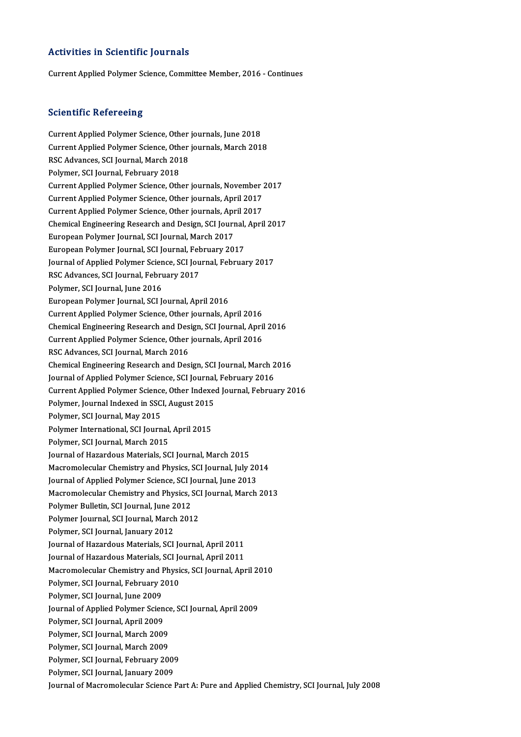## Activities in Scientific Journals

Current Applied Polymer Science, Committee Member, 2016 - Continues

## Scientific Refereeing

Current Applied Polymer Science, Other journals, June 2018
Current Applied Polymer Science, Other journals, March 2018
RSC Advances, SCI Journal, March 2018
Polymer, SCI Journal, February 2018
Current Applied Polymer Science, Other journals, November 2017
Current Applied Polymer Science, Other journals, April 2017
Current Applied Polymer Science, Other journals, April 2017
Chemical Engineering Research and Design, SCI Journal, April 2017
European Polymer Journal, SCI Journal, March 2017
European Polymer Journal, SCI Journal, February 2017
Journal of Applied Polymer Science, SCI Journal, February 2017
RSC Advances, SCI Journal, February 2017
Polymer, SCI Journal, June 2016
European Polymer Journal, SCI Journal, April 2016
Current Applied Polymer Science, Other journals, April 2016
Chemical Engineering Research and Design, SCI Journal, April 2016
Current Applied Polymer Science, Other journals, April 2016
RSC Advances, SCI Journal, March 2016
Chemical Engineering Research and Design, SCI Journal, March 2016
Journal of Applied Polymer Science, SCI Journal, February 2016
Current Applied Polymer Science, Other Indexed Journal, February 2016
Polymer, Journal Indexed in SSCI, August 2015
Polymer, SCI Journal, May 2015
Polymer International, SCI Journal, April 2015
Polymer, SCI Journal, March 2015
Journal of Hazardous Materials, SCI Journal, March 2015
Macromolecular Chemistry and Physics, SCI Journal, July 2014
Journal of Applied Polymer Science, SCI Journal, June 2013
Macromolecular Chemistry and Physics, SCI Journal, March 2013
Polymer Bulletin, SCI Journal, June 2012
Polymer Jouırnal, SCI Journal, March 2012
Polymer, SCI Journal, January 2012
Journal of Hazardous Materials, SCI Journal, April 2011
Journal of Hazardous Materials, SCI Journal, April 2011
Macromolecular Chemistry and Physics, SCI Journal, April 2010
Polymer, SCI Journal, February 2010
Polymer, SCI Journal, June 2009
Journal of Applied Polymer Science, SCI Journal, April 2009
Polymer, SCI Journal, April 2009
Polymer, SCI Journal, March 2009
Polymer, SCI Journal, March 2009
Polymer, SCI Journal, February 2009
Polymer, SCI Journal, January 2009
Journal of Macromolecular Science Part A: Pure and Applied Chemistry, SCI Journal, July 2008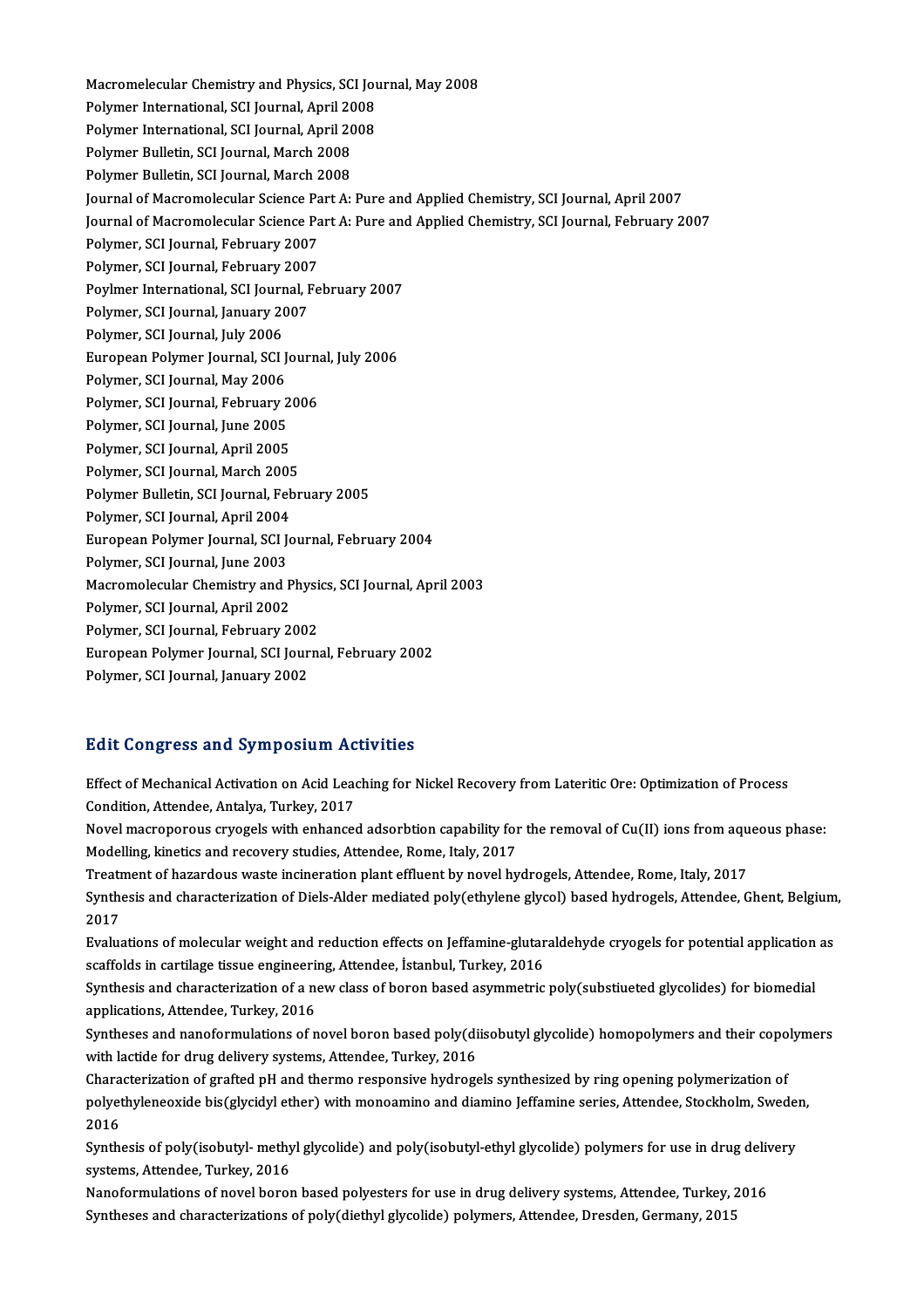Macromelecular Chemistry and Physics, SCI Journal, May 2008
Polymer International, SCI Journal, April 2008
Polymer International, SCI Journal, April 2008
Polymer Bulletin, SCI Journal, March 2008
Polymer Bulletin, SCI Journal, March 2008
Journal of Macromolecular Science Part A: Pure and Applied Chemistry, SCI Journal, April 2007
Journal of Macromolecular Science Part A: Pure and Applied Chemistry, SCI Journal, February 2007
Polymer, SCI Journal, February 2007
Polymer, SCI Journal, February 2007
Poylmer International, SCI Journal, February 2007
Polymer, SCI Journal, January 2007
Polymer, SCI Journal, July 2006
European Polymer Journal, SCI Journal, July 2006
Polymer, SCI Journal, May 2006
Polymer, SCI Journal, February 2006
Polymer, SCI Journal, June 2005
Polymer, SCI Journal, April 2005
Polymer, SCI Journal, March 2005
Polymer Bulletin, SCI Journal, February 2005
Polymer, SCI Journal, April 2004
European Polymer Journal, SCI Journal, February 2004
Polymer, SCI Journal, June 2003
Macromolecular Chemistry and Physics, SCI Journal, April 2003
Polymer, SCI Journal, April 2002
Polymer, SCI Journal, February 2002
European Polymer Journal, SCI Journal, February 2002
Polymer, SCI Journal, January 2002

## Edit Congress and Symposium Activities

Effect of Mechanical Activation on Acid Leaching for Nickel Recovery from Lateritic Ore: Optimization of Process Condition, Attendee, Antalya, Turkey, 2017

Novel macroporous cryogels with enhanced adsorbtion capability for the removal of Cu(II) ions from aqueous phase: Modelling, kinetics and recovery studies, Attendee, Rome, Italy, 2017

Treatment of hazardous waste incineration plant effluent by novel hydrogels, Attendee, Rome, Italy, 2017

Synthesis and characterization of Diels-Alder mediated poly(ethylene glycol) based hydrogels, Attendee, Ghent, Belgium, 2017

Evaluations of molecular weight and reduction effects on Jeffamine-glutaraldehyde cryogels for potential application as scaffolds in cartilage tissue engineering, Attendee, İstanbul, Turkey, 2016

Synthesis and characterization of a new class of boron based asymmetric poly(substiueted glycolides) for biomedial applications, Attendee, Turkey, 2016

Syntheses and nanoformulations of novel boron based poly(diisobutyl glycolide) homopolymers and their copolymers with lactide for drug delivery systems, Attendee, Turkey, 2016

Characterization of grafted pH and thermo responsive hydrogels synthesized by ring opening polymerization of polyethyleneoxide bis(glycidyl ether) with monoamino and diamino Jeffamine series, Attendee, Stockholm, Sweden, 2016

Synthesis of poly(isobutyl- methyl glycolide) and poly(isobutyl-ethyl glycolide) polymers for use in drug delivery systems, Attendee, Turkey, 2016

Nanoformulations of novel boron based polyesters for use in drug delivery systems, Attendee, Turkey, 2016

Syntheses and characterizations of poly(diethyl glycolide) polymers, Attendee, Dresden, Germany, 2015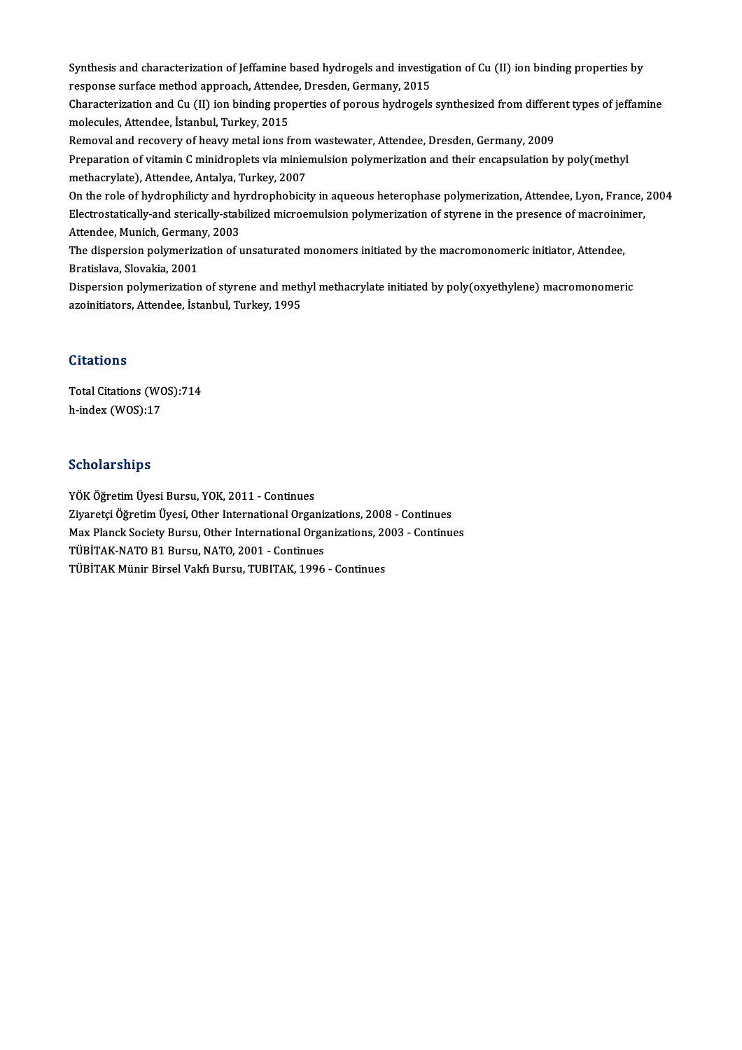Synthesis and characterization of Jeffamine based hydrogels and investigation of Cu (II) ion binding properties by response surface method approach, Attendee, Dresden, Germany, 2015

Characterization and Cu (II) ion binding properties of porous hydrogels synthesized from different types of jeffamine molecules, Attendee, İstanbul, Turkey, 2015

Removal and recovery of heavy metal ions from wastewater, Attendee, Dresden, Germany, 2009

Preparation of vitamin C minidroplets via miniemulsion polymerization and their encapsulation by poly(methyl methacrylate), Attendee, Antalya, Turkey, 2007

On the role of hydrophilicty and hyrdrophobicity in aqueous heterophase polymerization, Attendee, Lyon, France, 2004

Electrostatically-and sterically-stabilized microemulsion polymerization of styrene in the presence of macroinimer, Attendee, Munich, Germany, 2003

The dispersion polymerization of unsaturated monomers initiated by the macromonomeric initiator, Attendee, Bratislava, Slovakia, 2001

Dispersion polymerization of styrene and methyl methacrylate initiated by poly(oxyethylene) macromonomeric azoinitiators, Attendee, İstanbul, Turkey, 1995

## Citations

Total Citations (WOS):714

h-index (WOS):17

## Scholarships

YÖK Öğretim Üyesi Bursu, YOK, 2011 - Continues

Ziyaretçi Öğretim Üyesi, Other International Organizations, 2008 - Continues

Max Planck Society Bursu, Other International Organizations, 2003 - Continues

TÜBİTAK-NATO B1 Bursu, NATO, 2001 - Continues

TÜBİTAK Münir Birsel Vakfı Bursu, TUBITAK, 1996 - Continues